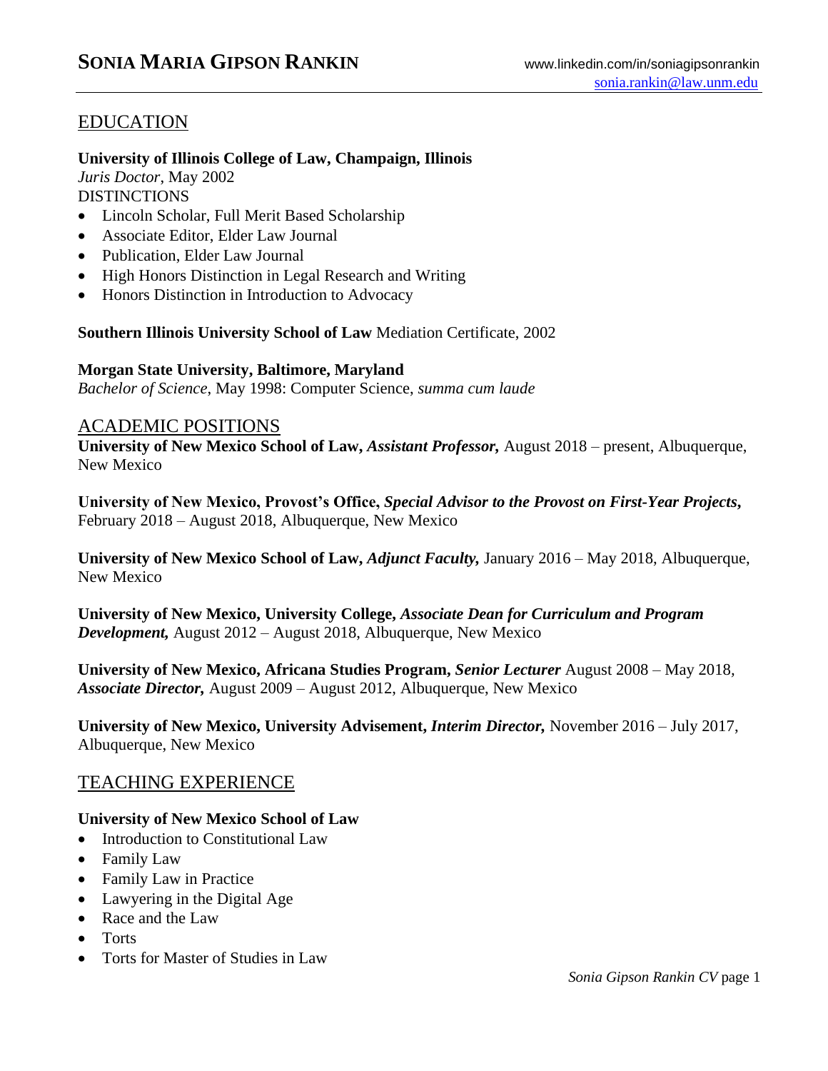# SONIA MARIA GIPSON RANKIN

www.linkedin.com/in/soniagipsonrankin
sonia.rankin@law.unm.edu

## EDUCATION

**University of Illinois College of Law, Champaign, Illinois**
*Juris Doctor*, May 2002
DISTINCTIONS

- Lincoln Scholar, Full Merit Based Scholarship
- Associate Editor, Elder Law Journal
- Publication, Elder Law Journal
- High Honors Distinction in Legal Research and Writing
- Honors Distinction in Introduction to Advocacy

**Southern Illinois University School of Law** Mediation Certificate, 2002

**Morgan State University, Baltimore, Maryland**
*Bachelor of Science*, May 1998: Computer Science, *summa cum laude*

## ACADEMIC POSITIONS

**University of New Mexico School of Law,** ***Assistant Professor,*** August 2018 – present, Albuquerque, New Mexico

**University of New Mexico, Provost's Office,** ***Special Advisor to the Provost on First-Year Projects,*** February 2018 – August 2018, Albuquerque, New Mexico

**University of New Mexico School of Law,** ***Adjunct Faculty,*** January 2016 – May 2018, Albuquerque, New Mexico

**University of New Mexico, University College,** ***Associate Dean for Curriculum and Program Development,*** August 2012 – August 2018, Albuquerque, New Mexico

**University of New Mexico, Africana Studies Program,** ***Senior Lecturer*** August 2008 – May 2018, ***Associate Director,*** August 2009 – August 2012, Albuquerque, New Mexico

**University of New Mexico, University Advisement,** ***Interim Director,*** November 2016 – July 2017, Albuquerque, New Mexico

## TEACHING EXPERIENCE

**University of New Mexico School of Law**

- Introduction to Constitutional Law
- Family Law
- Family Law in Practice
- Lawyering in the Digital Age
- Race and the Law
- Torts
- Torts for Master of Studies in Law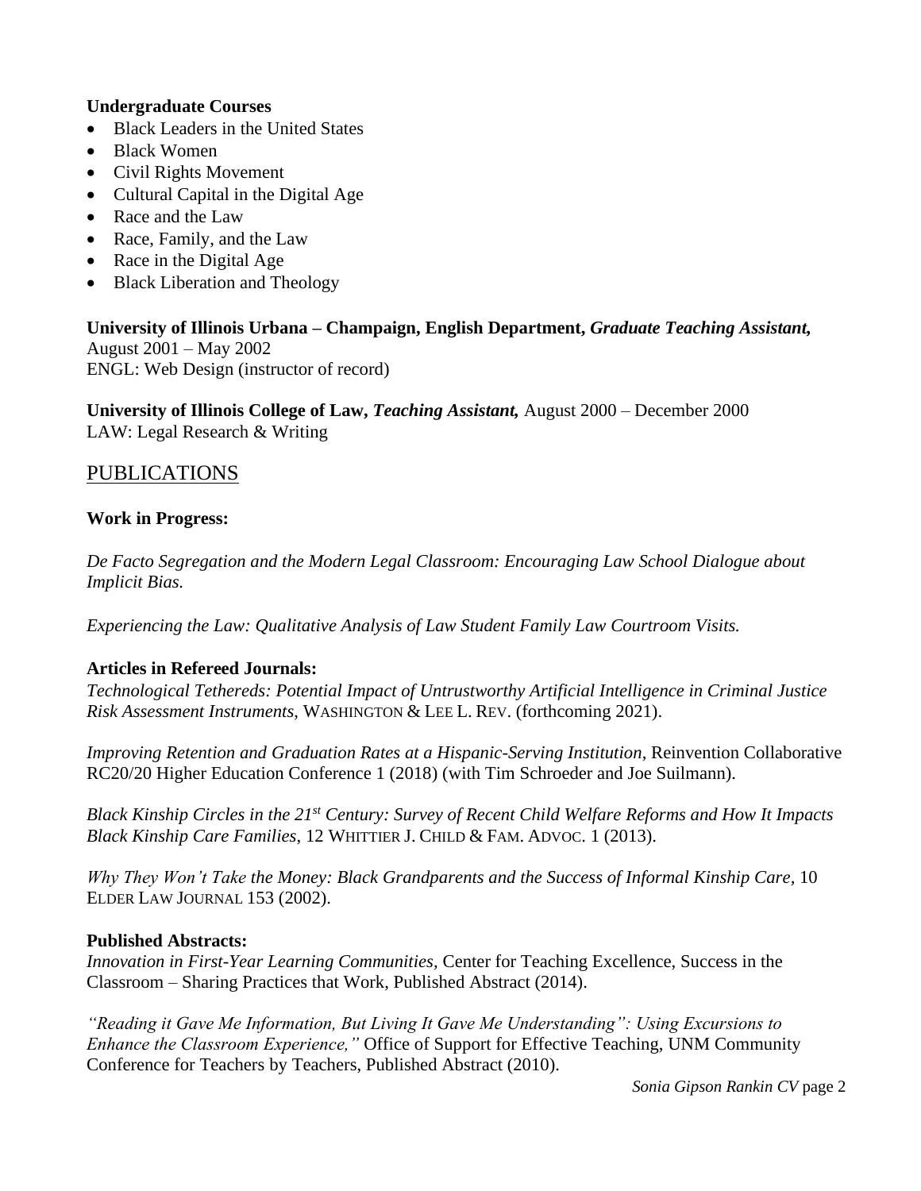**Undergraduate Courses**

- Black Leaders in the United States
- Black Women
- Civil Rights Movement
- Cultural Capital in the Digital Age
- Race and the Law
- Race, Family, and the Law
- Race in the Digital Age
- Black Liberation and Theology

**University of Illinois Urbana – Champaign, English Department,** ***Graduate Teaching Assistant,***
August 2001 – May 2002
ENGL: Web Design (instructor of record)

**University of Illinois College of Law,** ***Teaching Assistant,*** August 2000 – December 2000
LAW: Legal Research & Writing

## PUBLICATIONS

**Work in Progress:**

*De Facto Segregation and the Modern Legal Classroom: Encouraging Law School Dialogue about Implicit Bias.*

*Experiencing the Law: Qualitative Analysis of Law Student Family Law Courtroom Visits.*

**Articles in Refereed Journals:**

*Technological Tethereds: Potential Impact of Untrustworthy Artificial Intelligence in Criminal Justice Risk Assessment Instruments*, WASHINGTON & LEE L. REV. (forthcoming 2021).

*Improving Retention and Graduation Rates at a Hispanic-Serving Institution*, Reinvention Collaborative RC20/20 Higher Education Conference 1 (2018) (with Tim Schroeder and Joe Suilmann).

*Black Kinship Circles in the 21st Century: Survey of Recent Child Welfare Reforms and How It Impacts Black Kinship Care Families*, 12 WHITTIER J. CHILD & FAM. ADVOC. 1 (2013).

*Why They Won't Take the Money: Black Grandparents and the Success of Informal Kinship Care*, 10 ELDER LAW JOURNAL 153 (2002).

**Published Abstracts:**

*Innovation in First-Year Learning Communities*, Center for Teaching Excellence, Success in the Classroom – Sharing Practices that Work, Published Abstract (2014).

*"Reading it Gave Me Information, But Living It Gave Me Understanding": Using Excursions to Enhance the Classroom Experience,"* Office of Support for Effective Teaching, UNM Community Conference for Teachers by Teachers, Published Abstract (2010).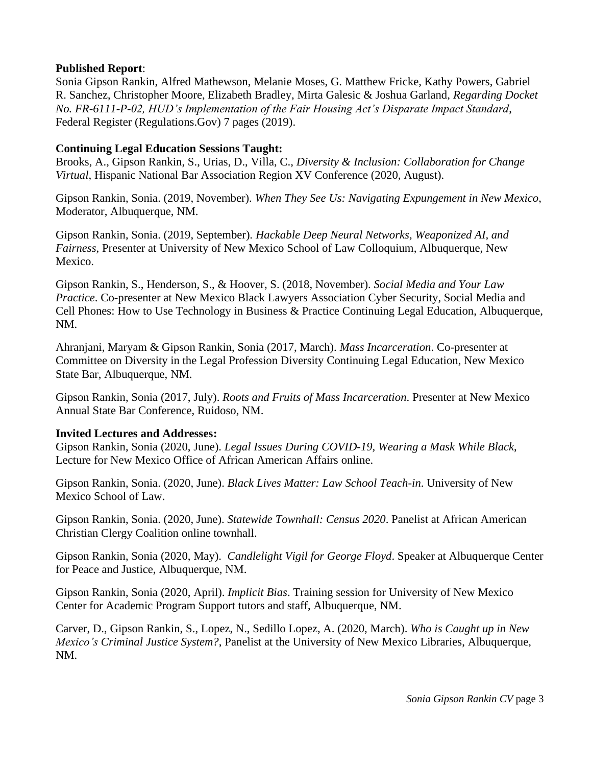**Published Report**:
Sonia Gipson Rankin, Alfred Mathewson, Melanie Moses, G. Matthew Fricke, Kathy Powers, Gabriel R. Sanchez, Christopher Moore, Elizabeth Bradley, Mirta Galesic & Joshua Garland, *Regarding Docket No. FR-6111-P-02, HUD's Implementation of the Fair Housing Act's Disparate Impact Standard*, Federal Register (Regulations.Gov) 7 pages (2019).

**Continuing Legal Education Sessions Taught:**
Brooks, A., Gipson Rankin, S., Urias, D., Villa, C., *Diversity & Inclusion: Collaboration for Change Virtual*, Hispanic National Bar Association Region XV Conference (2020, August).

Gipson Rankin, Sonia. (2019, November). *When They See Us: Navigating Expungement in New Mexico*, Moderator, Albuquerque, NM.

Gipson Rankin, Sonia. (2019, September). *Hackable Deep Neural Networks, Weaponized AI, and Fairness*, Presenter at University of New Mexico School of Law Colloquium, Albuquerque, New Mexico.

Gipson Rankin, S., Henderson, S., & Hoover, S. (2018, November). *Social Media and Your Law Practice*. Co-presenter at New Mexico Black Lawyers Association Cyber Security, Social Media and Cell Phones: How to Use Technology in Business & Practice Continuing Legal Education, Albuquerque, NM.

Ahranjani, Maryam & Gipson Rankin, Sonia (2017, March). *Mass Incarceration*. Co-presenter at Committee on Diversity in the Legal Profession Diversity Continuing Legal Education, New Mexico State Bar, Albuquerque, NM.

Gipson Rankin, Sonia (2017, July). *Roots and Fruits of Mass Incarceration*. Presenter at New Mexico Annual State Bar Conference, Ruidoso, NM.

**Invited Lectures and Addresses:**
Gipson Rankin, Sonia (2020, June). *Legal Issues During COVID-19, Wearing a Mask While Black*, Lecture for New Mexico Office of African American Affairs online.

Gipson Rankin, Sonia. (2020, June). *Black Lives Matter: Law School Teach-in*. University of New Mexico School of Law.

Gipson Rankin, Sonia. (2020, June). *Statewide Townhall: Census 2020*. Panelist at African American Christian Clergy Coalition online townhall.

Gipson Rankin, Sonia (2020, May). *Candlelight Vigil for George Floyd*. Speaker at Albuquerque Center for Peace and Justice, Albuquerque, NM.

Gipson Rankin, Sonia (2020, April). *Implicit Bias*. Training session for University of New Mexico Center for Academic Program Support tutors and staff, Albuquerque, NM.

Carver, D., Gipson Rankin, S., Lopez, N., Sedillo Lopez, A. (2020, March). *Who is Caught up in New Mexico's Criminal Justice System?*, Panelist at the University of New Mexico Libraries, Albuquerque, NM.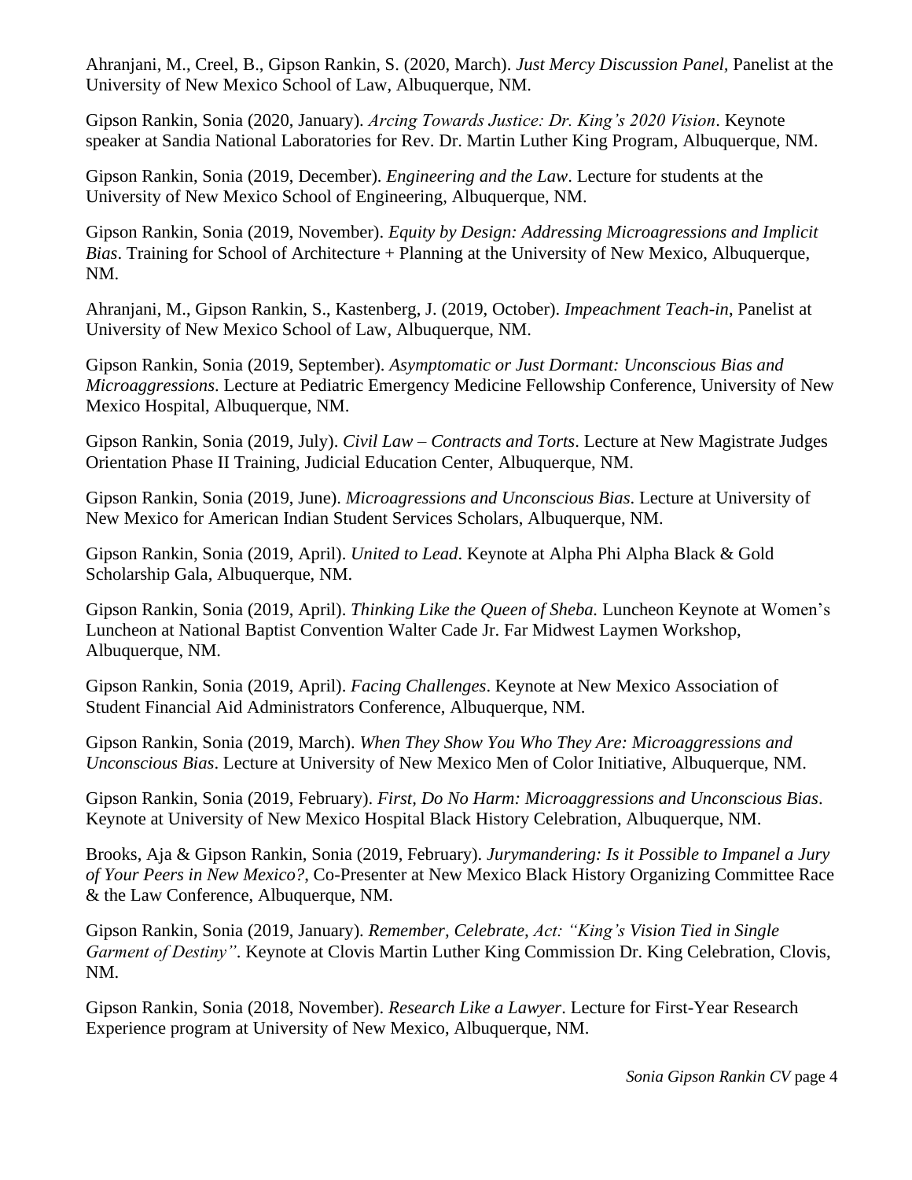Ahranjani, M., Creel, B., Gipson Rankin, S. (2020, March). *Just Mercy Discussion Panel*, Panelist at the University of New Mexico School of Law, Albuquerque, NM.

Gipson Rankin, Sonia (2020, January). *Arcing Towards Justice: Dr. King's 2020 Vision*. Keynote speaker at Sandia National Laboratories for Rev. Dr. Martin Luther King Program, Albuquerque, NM.

Gipson Rankin, Sonia (2019, December). *Engineering and the Law*. Lecture for students at the University of New Mexico School of Engineering, Albuquerque, NM.

Gipson Rankin, Sonia (2019, November). *Equity by Design: Addressing Microagressions and Implicit Bias*. Training for School of Architecture + Planning at the University of New Mexico, Albuquerque, NM.

Ahranjani, M., Gipson Rankin, S., Kastenberg, J. (2019, October). *Impeachment Teach-in*, Panelist at University of New Mexico School of Law, Albuquerque, NM.

Gipson Rankin, Sonia (2019, September). *Asymptomatic or Just Dormant: Unconscious Bias and Microaggressions*. Lecture at Pediatric Emergency Medicine Fellowship Conference, University of New Mexico Hospital, Albuquerque, NM.

Gipson Rankin, Sonia (2019, July). *Civil Law – Contracts and Torts*. Lecture at New Magistrate Judges Orientation Phase II Training, Judicial Education Center, Albuquerque, NM.

Gipson Rankin, Sonia (2019, June). *Microagressions and Unconscious Bias*. Lecture at University of New Mexico for American Indian Student Services Scholars, Albuquerque, NM.

Gipson Rankin, Sonia (2019, April). *United to Lead*. Keynote at Alpha Phi Alpha Black & Gold Scholarship Gala, Albuquerque, NM.

Gipson Rankin, Sonia (2019, April). *Thinking Like the Queen of Sheba.* Luncheon Keynote at Women's Luncheon at National Baptist Convention Walter Cade Jr. Far Midwest Laymen Workshop, Albuquerque, NM.

Gipson Rankin, Sonia (2019, April). *Facing Challenges*. Keynote at New Mexico Association of Student Financial Aid Administrators Conference, Albuquerque, NM.

Gipson Rankin, Sonia (2019, March). *When They Show You Who They Are: Microaggressions and Unconscious Bias*. Lecture at University of New Mexico Men of Color Initiative, Albuquerque, NM.

Gipson Rankin, Sonia (2019, February). *First, Do No Harm: Microaggressions and Unconscious Bias*. Keynote at University of New Mexico Hospital Black History Celebration, Albuquerque, NM.

Brooks, Aja & Gipson Rankin, Sonia (2019, February). *Jurymandering: Is it Possible to Impanel a Jury of Your Peers in New Mexico?*, Co-Presenter at New Mexico Black History Organizing Committee Race & the Law Conference, Albuquerque, NM.

Gipson Rankin, Sonia (2019, January). *Remember, Celebrate, Act: "King's Vision Tied in Single Garment of Destiny"*. Keynote at Clovis Martin Luther King Commission Dr. King Celebration, Clovis, NM.

Gipson Rankin, Sonia (2018, November). *Research Like a Lawyer*. Lecture for First-Year Research Experience program at University of New Mexico, Albuquerque, NM.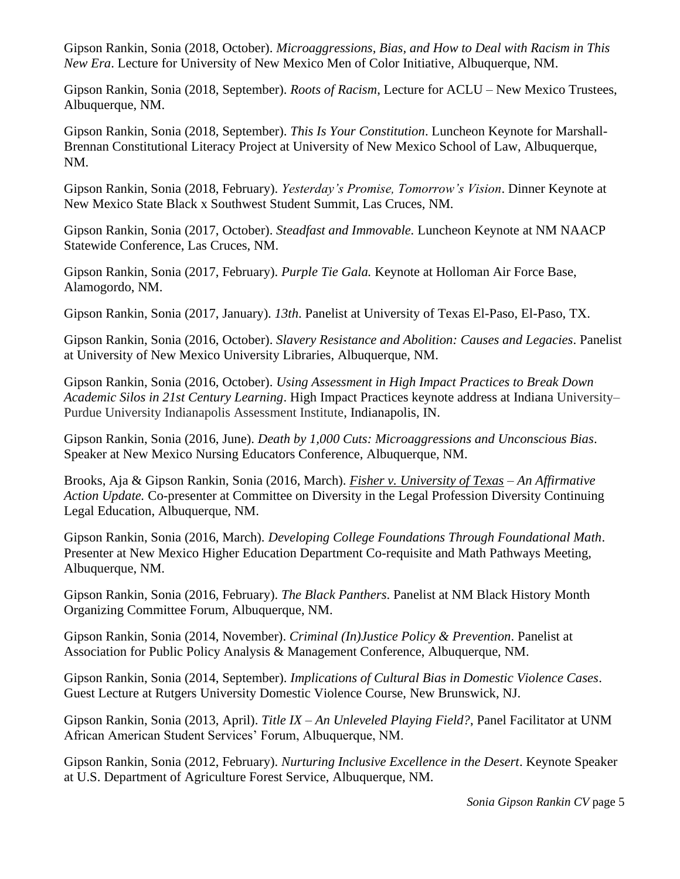Gipson Rankin, Sonia (2018, October). *Microaggressions, Bias, and How to Deal with Racism in This New Era*. Lecture for University of New Mexico Men of Color Initiative, Albuquerque, NM.

Gipson Rankin, Sonia (2018, September). *Roots of Racism*, Lecture for ACLU – New Mexico Trustees, Albuquerque, NM.

Gipson Rankin, Sonia (2018, September). *This Is Your Constitution*. Luncheon Keynote for Marshall-Brennan Constitutional Literacy Project at University of New Mexico School of Law, Albuquerque, NM.

Gipson Rankin, Sonia (2018, February). *Yesterday's Promise, Tomorrow's Vision*. Dinner Keynote at New Mexico State Black x Southwest Student Summit, Las Cruces, NM.

Gipson Rankin, Sonia (2017, October). *Steadfast and Immovable.* Luncheon Keynote at NM NAACP Statewide Conference, Las Cruces, NM.

Gipson Rankin, Sonia (2017, February). *Purple Tie Gala.* Keynote at Holloman Air Force Base, Alamogordo, NM.

Gipson Rankin, Sonia (2017, January). *13th*. Panelist at University of Texas El-Paso, El-Paso, TX.

Gipson Rankin, Sonia (2016, October). *Slavery Resistance and Abolition: Causes and Legacies*. Panelist at University of New Mexico University Libraries, Albuquerque, NM.

Gipson Rankin, Sonia (2016, October). *Using Assessment in High Impact Practices to Break Down Academic Silos in 21st Century Learning*. High Impact Practices keynote address at Indiana University–Purdue University Indianapolis Assessment Institute, Indianapolis, IN.

Gipson Rankin, Sonia (2016, June). *Death by 1,000 Cuts: Microaggressions and Unconscious Bias*. Speaker at New Mexico Nursing Educators Conference, Albuquerque, NM.

Brooks, Aja & Gipson Rankin, Sonia (2016, March). *Fisher v. University of Texas – An Affirmative Action Update.* Co-presenter at Committee on Diversity in the Legal Profession Diversity Continuing Legal Education, Albuquerque, NM.

Gipson Rankin, Sonia (2016, March). *Developing College Foundations Through Foundational Math*. Presenter at New Mexico Higher Education Department Co-requisite and Math Pathways Meeting, Albuquerque, NM.

Gipson Rankin, Sonia (2016, February). *The Black Panthers.* Panelist at NM Black History Month Organizing Committee Forum, Albuquerque, NM.

Gipson Rankin, Sonia (2014, November). *Criminal (In)Justice Policy & Prevention*. Panelist at Association for Public Policy Analysis & Management Conference, Albuquerque, NM.

Gipson Rankin, Sonia (2014, September). *Implications of Cultural Bias in Domestic Violence Cases*. Guest Lecture at Rutgers University Domestic Violence Course, New Brunswick, NJ.

Gipson Rankin, Sonia (2013, April). *Title IX – An Unleveled Playing Field?*, Panel Facilitator at UNM African American Student Services' Forum, Albuquerque, NM.

Gipson Rankin, Sonia (2012, February). *Nurturing Inclusive Excellence in the Desert*. Keynote Speaker at U.S. Department of Agriculture Forest Service, Albuquerque, NM.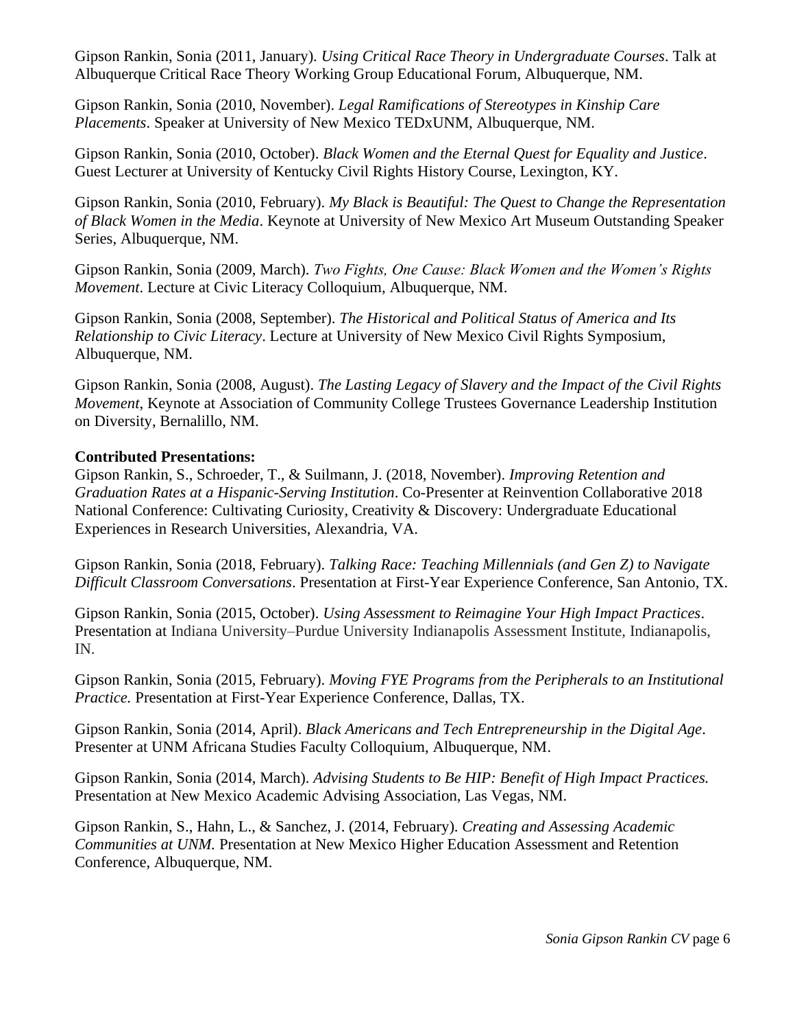Gipson Rankin, Sonia (2011, January). *Using Critical Race Theory in Undergraduate Courses*. Talk at Albuquerque Critical Race Theory Working Group Educational Forum, Albuquerque, NM.

Gipson Rankin, Sonia (2010, November). *Legal Ramifications of Stereotypes in Kinship Care Placements*. Speaker at University of New Mexico TEDxUNM, Albuquerque, NM.

Gipson Rankin, Sonia (2010, October). *Black Women and the Eternal Quest for Equality and Justice*. Guest Lecturer at University of Kentucky Civil Rights History Course, Lexington, KY.

Gipson Rankin, Sonia (2010, February). *My Black is Beautiful: The Quest to Change the Representation of Black Women in the Media*. Keynote at University of New Mexico Art Museum Outstanding Speaker Series, Albuquerque, NM.

Gipson Rankin, Sonia (2009, March). *Two Fights, One Cause: Black Women and the Women's Rights Movement*. Lecture at Civic Literacy Colloquium, Albuquerque, NM.

Gipson Rankin, Sonia (2008, September). *The Historical and Political Status of America and Its Relationship to Civic Literacy*. Lecture at University of New Mexico Civil Rights Symposium, Albuquerque, NM.

Gipson Rankin, Sonia (2008, August). *The Lasting Legacy of Slavery and the Impact of the Civil Rights Movement*, Keynote at Association of Community College Trustees Governance Leadership Institution on Diversity, Bernalillo, NM.

**Contributed Presentations:**

Gipson Rankin, S., Schroeder, T., & Suilmann, J. (2018, November). *Improving Retention and Graduation Rates at a Hispanic-Serving Institution*. Co-Presenter at Reinvention Collaborative 2018 National Conference: Cultivating Curiosity, Creativity & Discovery: Undergraduate Educational Experiences in Research Universities, Alexandria, VA.

Gipson Rankin, Sonia (2018, February). *Talking Race: Teaching Millennials (and Gen Z) to Navigate Difficult Classroom Conversations*. Presentation at First-Year Experience Conference, San Antonio, TX.

Gipson Rankin, Sonia (2015, October). *Using Assessment to Reimagine Your High Impact Practices*. Presentation at Indiana University–Purdue University Indianapolis Assessment Institute, Indianapolis, IN.

Gipson Rankin, Sonia (2015, February). *Moving FYE Programs from the Peripherals to an Institutional Practice.* Presentation at First-Year Experience Conference, Dallas, TX.

Gipson Rankin, Sonia (2014, April). *Black Americans and Tech Entrepreneurship in the Digital Age*. Presenter at UNM Africana Studies Faculty Colloquium, Albuquerque, NM.

Gipson Rankin, Sonia (2014, March). *Advising Students to Be HIP: Benefit of High Impact Practices.* Presentation at New Mexico Academic Advising Association, Las Vegas, NM.

Gipson Rankin, S., Hahn, L., & Sanchez, J. (2014, February). *Creating and Assessing Academic Communities at UNM.* Presentation at New Mexico Higher Education Assessment and Retention Conference, Albuquerque, NM.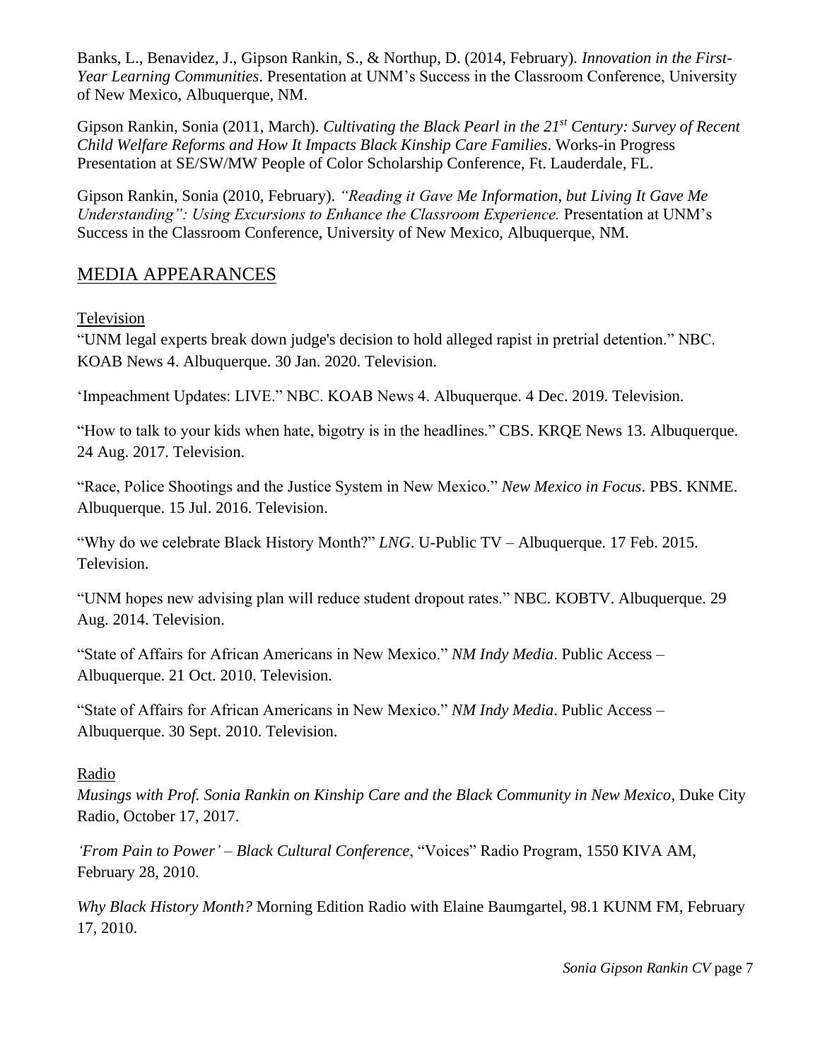Banks, L., Benavidez, J., Gipson Rankin, S., & Northup, D. (2014, February). *Innovation in the First-Year Learning Communities*. Presentation at UNM's Success in the Classroom Conference, University of New Mexico, Albuquerque, NM.

Gipson Rankin, Sonia (2011, March). *Cultivating the Black Pearl in the 21st Century: Survey of Recent Child Welfare Reforms and How It Impacts Black Kinship Care Families*. Works-in Progress Presentation at SE/SW/MW People of Color Scholarship Conference, Ft. Lauderdale, FL.

Gipson Rankin, Sonia (2010, February). *"Reading it Gave Me Information, but Living It Gave Me Understanding": Using Excursions to Enhance the Classroom Experience.* Presentation at UNM's Success in the Classroom Conference, University of New Mexico, Albuquerque, NM.

## MEDIA APPEARANCES

### Television

"UNM legal experts break down judge's decision to hold alleged rapist in pretrial detention." NBC. KOAB News 4. Albuquerque. 30 Jan. 2020. Television.

'Impeachment Updates: LIVE." NBC. KOAB News 4. Albuquerque. 4 Dec. 2019. Television.

"How to talk to your kids when hate, bigotry is in the headlines." CBS. KRQE News 13. Albuquerque. 24 Aug. 2017. Television.

"Race, Police Shootings and the Justice System in New Mexico." *New Mexico in Focus*. PBS. KNME. Albuquerque. 15 Jul. 2016. Television.

"Why do we celebrate Black History Month?" *LNG*. U-Public TV – Albuquerque. 17 Feb. 2015. Television.

"UNM hopes new advising plan will reduce student dropout rates." NBC. KOBTV. Albuquerque. 29 Aug. 2014. Television.

"State of Affairs for African Americans in New Mexico." *NM Indy Media*. Public Access – Albuquerque. 21 Oct. 2010. Television.

"State of Affairs for African Americans in New Mexico." *NM Indy Media*. Public Access – Albuquerque. 30 Sept. 2010. Television.

### Radio

*Musings with Prof. Sonia Rankin on Kinship Care and the Black Community in New Mexico*, Duke City Radio, October 17, 2017.

*'From Pain to Power' – Black Cultural Conference*, "Voices" Radio Program, 1550 KIVA AM, February 28, 2010.

*Why Black History Month?* Morning Edition Radio with Elaine Baumgartel, 98.1 KUNM FM, February 17, 2010.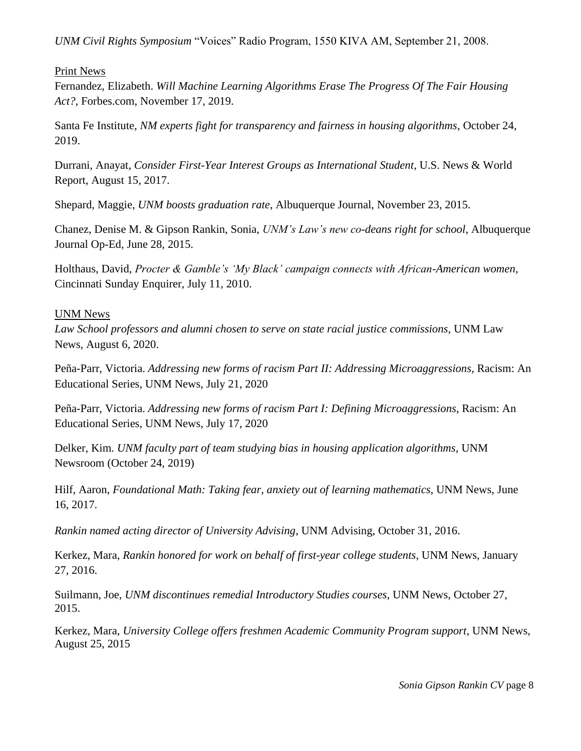*UNM Civil Rights Symposium* "Voices" Radio Program, 1550 KIVA AM, September 21, 2008.

Print News

Fernandez, Elizabeth. *Will Machine Learning Algorithms Erase The Progress Of The Fair Housing Act?*, Forbes.com, November 17, 2019.

Santa Fe Institute, *NM experts fight for transparency and fairness in housing algorithms*, October 24, 2019.

Durrani, Anayat, *Consider First-Year Interest Groups as International Student*, U.S. News & World Report, August 15, 2017.

Shepard, Maggie, *UNM boosts graduation rate*, Albuquerque Journal, November 23, 2015.

Chanez, Denise M. & Gipson Rankin, Sonia, *UNM's Law's new co-deans right for school*, Albuquerque Journal Op-Ed, June 28, 2015.

Holthaus, David, *Procter & Gamble's 'My Black' campaign connects with African-American women*, Cincinnati Sunday Enquirer, July 11, 2010.

UNM News

*Law School professors and alumni chosen to serve on state racial justice commissions*, UNM Law News, August 6, 2020.

Peña-Parr, Victoria. *Addressing new forms of racism Part II: Addressing Microaggressions*, Racism: An Educational Series, UNM News, July 21, 2020

Peña-Parr, Victoria. *Addressing new forms of racism Part I: Defining Microaggressions*, Racism: An Educational Series, UNM News, July 17, 2020

Delker, Kim. *UNM faculty part of team studying bias in housing application algorithms*, UNM Newsroom (October 24, 2019)

Hilf, Aaron, *Foundational Math: Taking fear, anxiety out of learning mathematics*, UNM News, June 16, 2017.

*Rankin named acting director of University Advising*, UNM Advising, October 31, 2016.

Kerkez, Mara, *Rankin honored for work on behalf of first-year college students*, UNM News, January 27, 2016.

Suilmann, Joe, *UNM discontinues remedial Introductory Studies courses*, UNM News, October 27, 2015.

Kerkez, Mara, *University College offers freshmen Academic Community Program support*, UNM News, August 25, 2015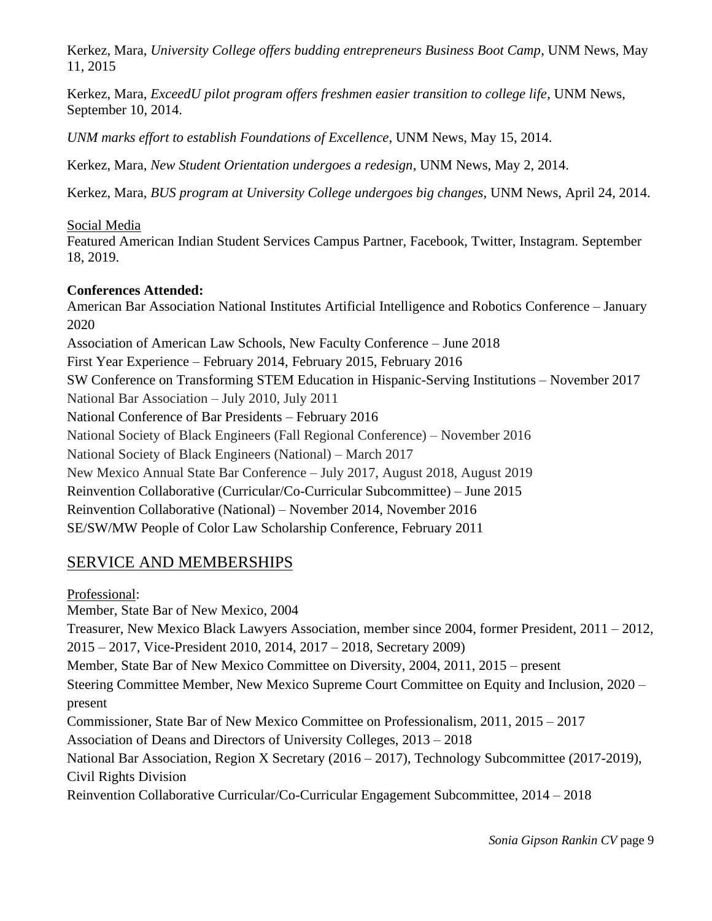Kerkez, Mara, *University College offers budding entrepreneurs Business Boot Camp*, UNM News, May 11, 2015

Kerkez, Mara, *ExceedU pilot program offers freshmen easier transition to college life*, UNM News, September 10, 2014.

*UNM marks effort to establish Foundations of Excellence*, UNM News, May 15, 2014.

Kerkez, Mara, *New Student Orientation undergoes a redesign*, UNM News, May 2, 2014.

Kerkez, Mara, *BUS program at University College undergoes big changes*, UNM News, April 24, 2014.

Social Media
Featured American Indian Student Services Campus Partner, Facebook, Twitter, Instagram. September 18, 2019.

**Conferences Attended:**
American Bar Association National Institutes Artificial Intelligence and Robotics Conference – January 2020
Association of American Law Schools, New Faculty Conference – June 2018
First Year Experience – February 2014, February 2015, February 2016
SW Conference on Transforming STEM Education in Hispanic-Serving Institutions – November 2017
National Bar Association – July 2010, July 2011
National Conference of Bar Presidents – February 2016
National Society of Black Engineers (Fall Regional Conference) – November 2016
National Society of Black Engineers (National) – March 2017
New Mexico Annual State Bar Conference – July 2017, August 2018, August 2019
Reinvention Collaborative (Curricular/Co-Curricular Subcommittee) – June 2015
Reinvention Collaborative (National) – November 2014, November 2016
SE/SW/MW People of Color Law Scholarship Conference, February 2011

## SERVICE AND MEMBERSHIPS

Professional:
Member, State Bar of New Mexico, 2004
Treasurer, New Mexico Black Lawyers Association, member since 2004, former President, 2011 – 2012, 2015 – 2017, Vice-President 2010, 2014, 2017 – 2018, Secretary 2009)
Member, State Bar of New Mexico Committee on Diversity, 2004, 2011, 2015 – present
Steering Committee Member, New Mexico Supreme Court Committee on Equity and Inclusion, 2020 – present
Commissioner, State Bar of New Mexico Committee on Professionalism, 2011, 2015 – 2017
Association of Deans and Directors of University Colleges, 2013 – 2018
National Bar Association, Region X Secretary (2016 – 2017), Technology Subcommittee (2017-2019), Civil Rights Division
Reinvention Collaborative Curricular/Co-Curricular Engagement Subcommittee, 2014 – 2018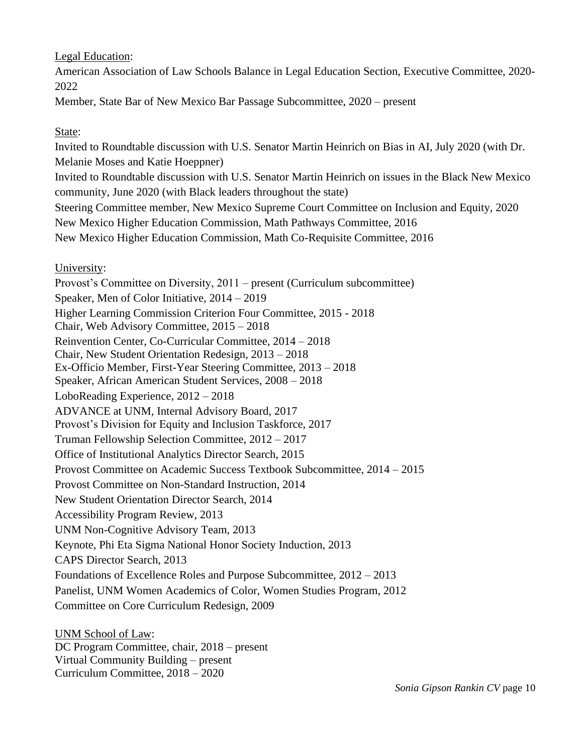<u>Legal Education</u>:

American Association of Law Schools Balance in Legal Education Section, Executive Committee, 2020-2022

Member, State Bar of New Mexico Bar Passage Subcommittee, 2020 – present

<u>State</u>:

Invited to Roundtable discussion with U.S. Senator Martin Heinrich on Bias in AI, July 2020 (with Dr. Melanie Moses and Katie Hoeppner)

Invited to Roundtable discussion with U.S. Senator Martin Heinrich on issues in the Black New Mexico community, June 2020 (with Black leaders throughout the state)

Steering Committee member, New Mexico Supreme Court Committee on Inclusion and Equity, 2020

New Mexico Higher Education Commission, Math Pathways Committee, 2016

New Mexico Higher Education Commission, Math Co-Requisite Committee, 2016

<u>University</u>:

Provost's Committee on Diversity, 2011 – present (Curriculum subcommittee)

Speaker, Men of Color Initiative, 2014 – 2019

Higher Learning Commission Criterion Four Committee, 2015 - 2018

Chair, Web Advisory Committee, 2015 – 2018

Reinvention Center, Co-Curricular Committee, 2014 – 2018

Chair, New Student Orientation Redesign, 2013 – 2018

Ex-Officio Member, First-Year Steering Committee, 2013 – 2018

Speaker, African American Student Services, 2008 – 2018

LoboReading Experience, 2012 – 2018

ADVANCE at UNM, Internal Advisory Board, 2017

Provost's Division for Equity and Inclusion Taskforce, 2017

Truman Fellowship Selection Committee, 2012 – 2017

Office of Institutional Analytics Director Search, 2015

Provost Committee on Academic Success Textbook Subcommittee, 2014 – 2015

Provost Committee on Non-Standard Instruction, 2014

New Student Orientation Director Search, 2014

Accessibility Program Review, 2013

UNM Non-Cognitive Advisory Team, 2013

Keynote, Phi Eta Sigma National Honor Society Induction, 2013

CAPS Director Search, 2013

Foundations of Excellence Roles and Purpose Subcommittee, 2012 – 2013

Panelist, UNM Women Academics of Color, Women Studies Program, 2012

Committee on Core Curriculum Redesign, 2009

<u>UNM School of Law</u>:

DC Program Committee, chair, 2018 – present

Virtual Community Building – present

Curriculum Committee, 2018 – 2020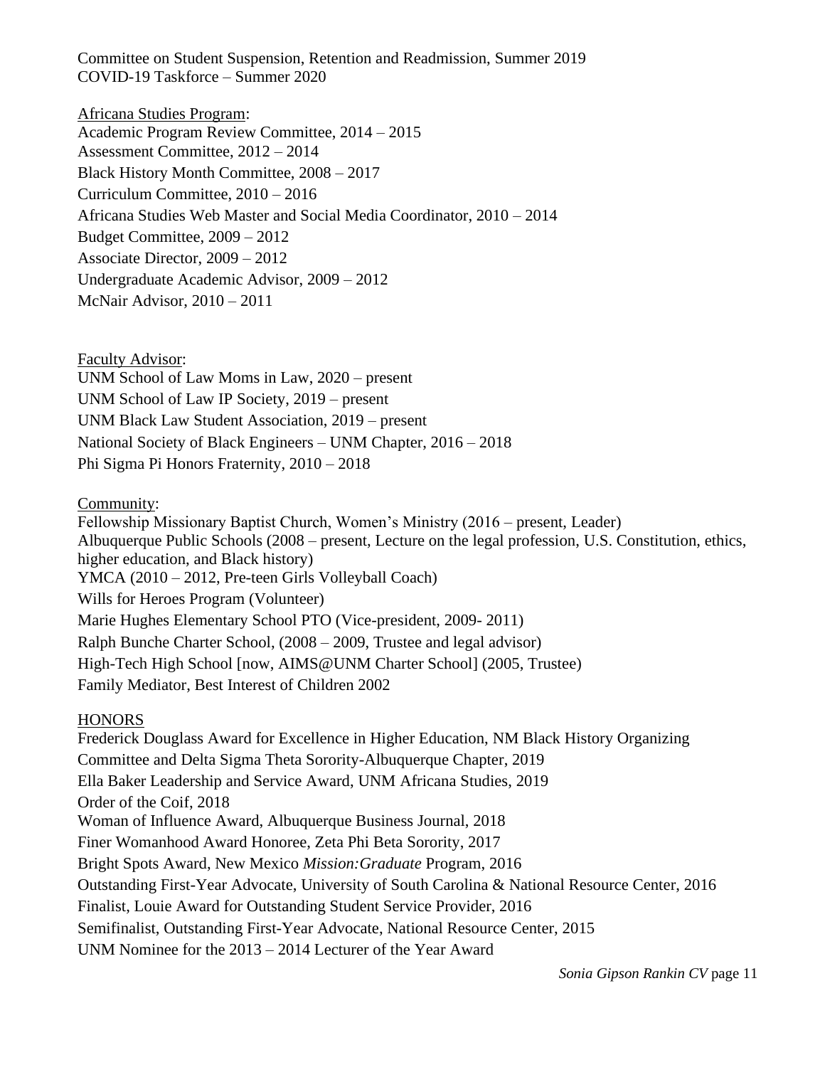Committee on Student Suspension, Retention and Readmission, Summer 2019
COVID-19 Taskforce – Summer 2020

<u>Africana Studies Program</u>:
Academic Program Review Committee, 2014 – 2015
Assessment Committee, 2012 – 2014
Black History Month Committee, 2008 – 2017
Curriculum Committee, 2010 – 2016
Africana Studies Web Master and Social Media Coordinator, 2010 – 2014
Budget Committee, 2009 – 2012
Associate Director, 2009 – 2012
Undergraduate Academic Advisor, 2009 – 2012
McNair Advisor, 2010 – 2011

<u>Faculty Advisor</u>:
UNM School of Law Moms in Law, 2020 – present
UNM School of Law IP Society, 2019 – present
UNM Black Law Student Association, 2019 – present
National Society of Black Engineers – UNM Chapter, 2016 – 2018
Phi Sigma Pi Honors Fraternity, 2010 – 2018

<u>Community</u>:
Fellowship Missionary Baptist Church, Women's Ministry (2016 – present, Leader)
Albuquerque Public Schools (2008 – present, Lecture on the legal profession, U.S. Constitution, ethics, higher education, and Black history)
YMCA (2010 – 2012, Pre-teen Girls Volleyball Coach)
Wills for Heroes Program (Volunteer)
Marie Hughes Elementary School PTO (Vice-president, 2009- 2011)
Ralph Bunche Charter School, (2008 – 2009, Trustee and legal advisor)
High-Tech High School [now, AIMS@UNM Charter School] (2005, Trustee)
Family Mediator, Best Interest of Children 2002

## HONORS

Frederick Douglass Award for Excellence in Higher Education, NM Black History Organizing Committee and Delta Sigma Theta Sorority-Albuquerque Chapter, 2019
Ella Baker Leadership and Service Award, UNM Africana Studies, 2019
Order of the Coif, 2018
Woman of Influence Award, Albuquerque Business Journal, 2018
Finer Womanhood Award Honoree, Zeta Phi Beta Sorority, 2017
Bright Spots Award, New Mexico *Mission:Graduate* Program, 2016
Outstanding First-Year Advocate, University of South Carolina & National Resource Center, 2016
Finalist, Louie Award for Outstanding Student Service Provider, 2016
Semifinalist, Outstanding First-Year Advocate, National Resource Center, 2015
UNM Nominee for the 2013 – 2014 Lecturer of the Year Award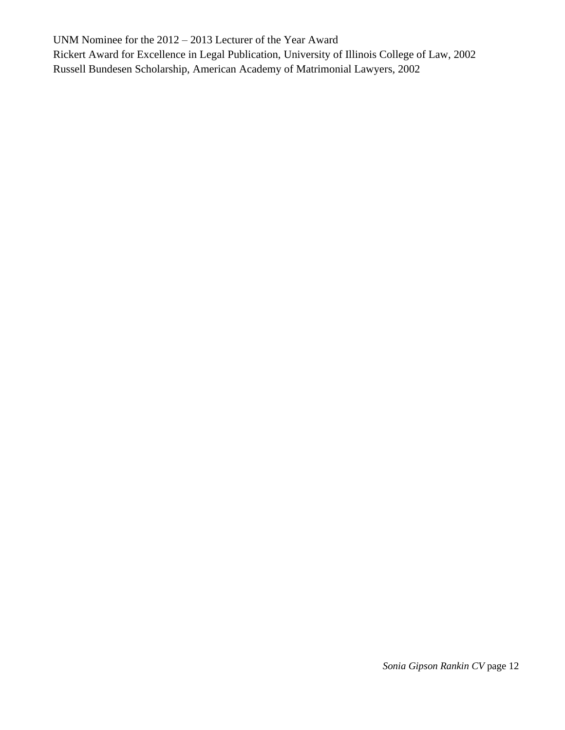UNM Nominee for the 2012 – 2013 Lecturer of the Year Award
Rickert Award for Excellence in Legal Publication, University of Illinois College of Law, 2002
Russell Bundesen Scholarship, American Academy of Matrimonial Lawyers, 2002